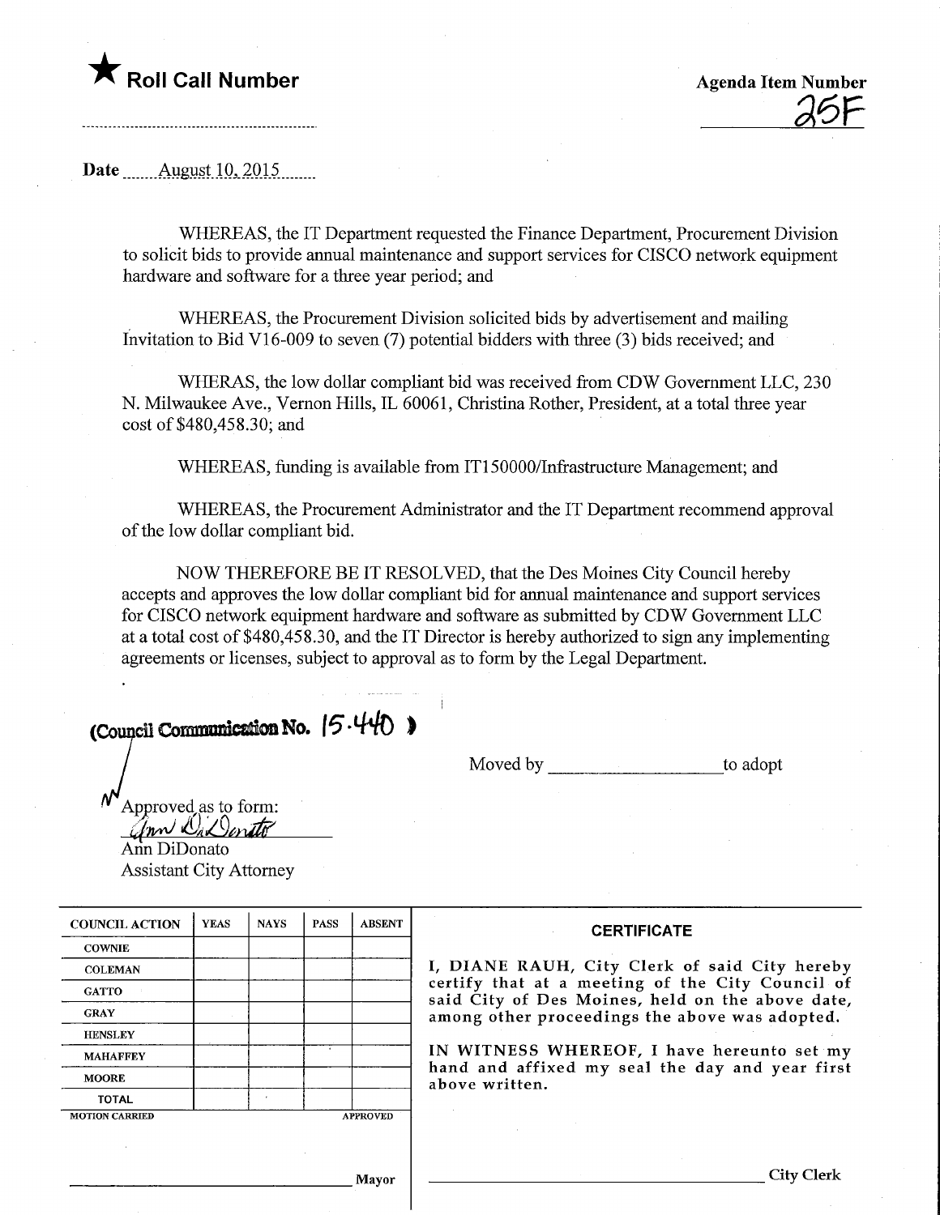★ **Roll Call Number**

**Agenda Item Number**
25F

**Date** August 10, 2015

WHEREAS, the IT Department requested the Finance Department, Procurement Division to solicit bids to provide annual maintenance and support services for CISCO network equipment hardware and software for a three year period; and

WHEREAS, the Procurement Division solicited bids by advertisement and mailing Invitation to Bid V16-009 to seven (7) potential bidders with three (3) bids received; and

WHIERAS, the low dollar compliant bid was received from CDW Government LLC, 230 N. Milwaukee Ave., Vernon Hills, IL 60061, Christina Rother, President, at a total three year cost of $480,458.30; and

WHEREAS, funding is available from IT150000/Infrastructure Management; and

WHEREAS, the Procurement Administrator and the IT Department recommend approval of the low dollar compliant bid.

NOW THEREFORE BE IT RESOLVED, that the Des Moines City Council hereby accepts and approves the low dollar compliant bid for annual maintenance and support services for CISCO network equipment hardware and software as submitted by CDW Government LLC at a total cost of $480,458.30, and the IT Director is hereby authorized to sign any implementing agreements or licenses, subject to approval as to form by the Legal Department.

**(Council Communication No. 15-440)**

Moved by ____________________ to adopt

Approved as to form:
Ann DiDonato
Ann DiDonato
Assistant City Attorney

| COUNCIL ACTION | YEAS | NAYS | PASS | ABSENT |
| --- | --- | --- | --- | --- |
| COWNIE | | | | |
| COLEMAN | | | | |
| GATTO | | | | |
| GRAY | | | | |
| HENSLEY | | | | |
| MAHAFFEY | | | | |
| MOORE | | | | |
| TOTAL | | | | |

MOTION CARRIED APPROVED

____________________ Mayor

**CERTIFICATE**

I, DIANE RAUH, City Clerk of said City hereby certify that at a meeting of the City Council of said City of Des Moines, held on the above date, among other proceedings the above was adopted.

IN WITNESS WHEREOF, I have hereunto set my hand and affixed my seal the day and year first above written.

____________________ City Clerk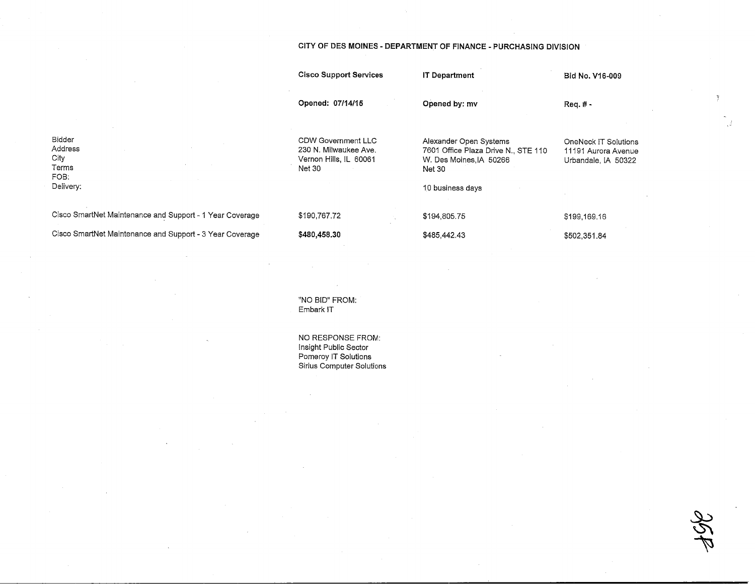## CITY OF DES MOINES - DEPARTMENT OF FINANCE - PURCHASING DIVISION

| | | | |
|---|---|---|---|
| | **Cisco Support Services** | **IT Department** | **Bid No. V16-009** |
| | **Opened: 07/14/15** | **Opened by: mv** | **Req. # -** |
| Bidder | CDW Government LLC | Alexander Open Systems | OneNeck IT Solutions |
| Address | 230 N. Milwaukee Ave. | 7601 Office Plaza Drive N., STE 110 | 11191 Aurora Avenue |
| City | Vernon Hills, IL 60061 | W. Des Moines,IA 50266 | Urbandale, IA 50322 |
| Terms | Net 30 | Net 30 | |
| FOB: | | | |
| Delivery: | | 10 business days | |
| Cisco SmartNet Maintenance and Support - 1 Year Coverage | $190,767.72 | $194,805.75 | $199,169.16 |
| Cisco SmartNet Maintenance and Support - 3 Year Coverage | **$480,458.30** | $485,442.43 | $502,351.84 |

"NO BID" FROM:
Embark IT

NO RESPONSE FROM:
Insight Public Sector
Pomeroy IT Solutions
Sirius Computer Solutions

35P